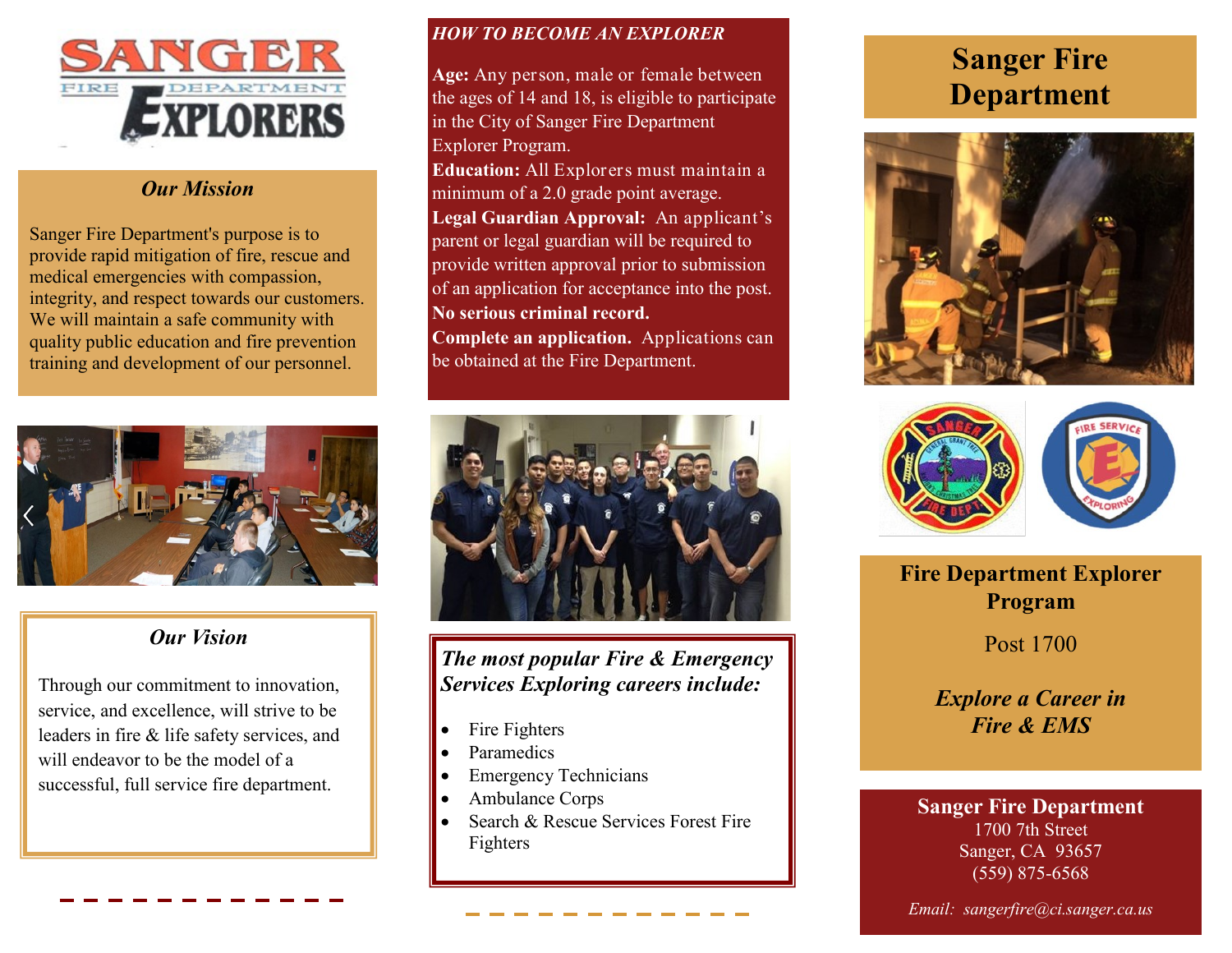# Sanger Fire Department Explorers

## Our Mission

Sanger Fire Department's purpose is to provide rapid mitigation of fire, rescue and medical emergencies with compassion, integrity, and respect towards our customers. We will maintain a safe community with quality public education and fire prevention training and development of our personnel.

## Our Vision

Through our commitment to innovation, service, and excellence, will strive to be leaders in fire & life safety services, and will endeavor to be the model of a successful, full service fire department.

## HOW TO BECOME AN EXPLORER

**Age:** Any person, male or female between the ages of 14 and 18, is eligible to participate in the City of Sanger Fire Department Explorer Program.

**Education:** All Explorers must maintain a minimum of a 2.0 grade point average.

**Legal Guardian Approval:** An applicant's parent or legal guardian will be required to provide written approval prior to submission of an application for acceptance into the post.

**No serious criminal record.**

**Complete an application.** Applications can be obtained at the Fire Department.

## *The most popular Fire & Emergency Services Exploring careers include:*

- Fire Fighters
- Paramedics
- Emergency Technicians
- Ambulance Corps
- Search & Rescue Services Forest Fire Fighters

# Sanger Fire Department

## Fire Department Explorer Program

Post 1700

***Explore a Career in Fire & EMS***

**Sanger Fire Department**
1700 7th Street
Sanger, CA 93657
(559) 875-6568

*Email: sangerfire@ci.sanger.ca.us*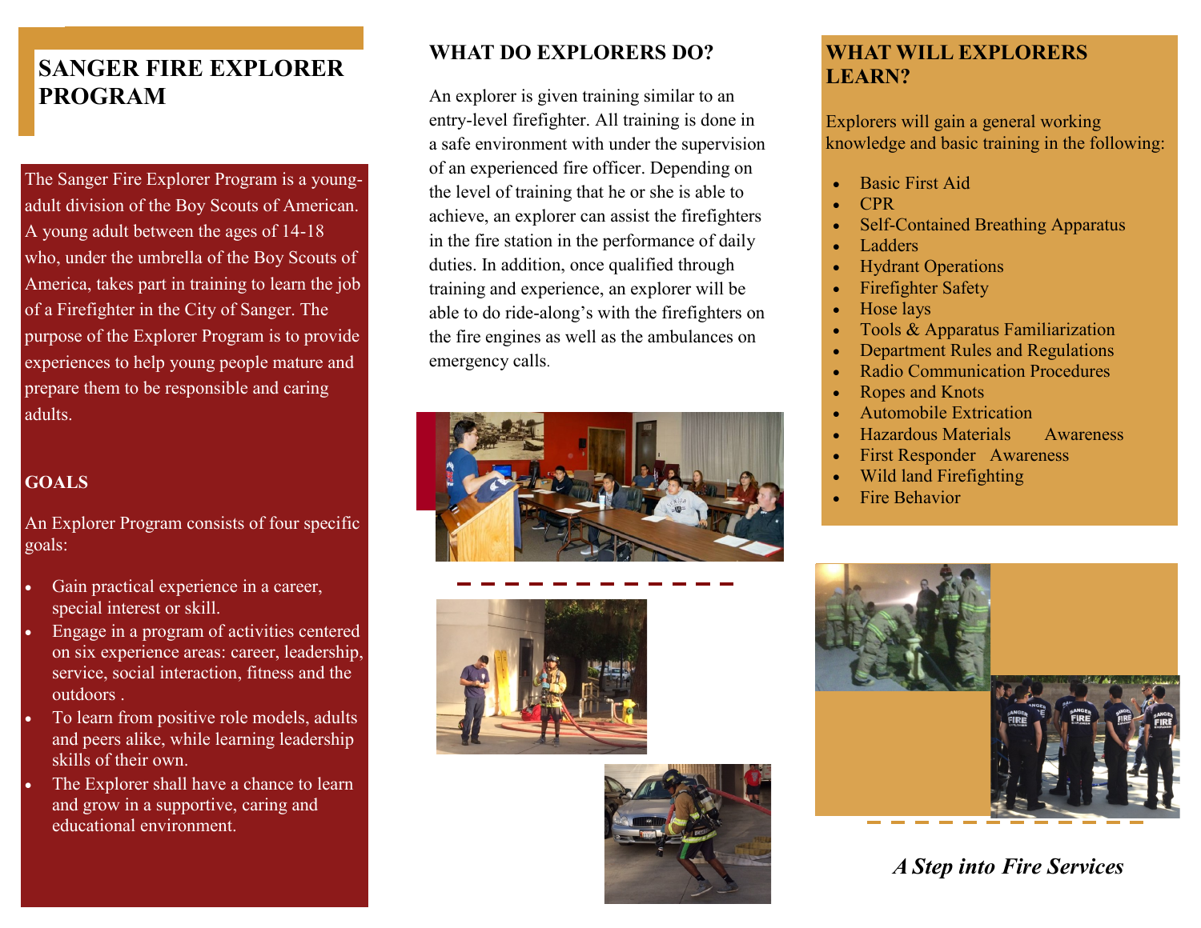# SANGER FIRE EXPLORER PROGRAM

The Sanger Fire Explorer Program is a young-adult division of the Boy Scouts of American. A young adult between the ages of 14-18 who, under the umbrella of the Boy Scouts of America, takes part in training to learn the job of a Firefighter in the City of Sanger. The purpose of the Explorer Program is to provide experiences to help young people mature and prepare them to be responsible and caring adults.

## GOALS

An Explorer Program consists of four specific goals:

- Gain practical experience in a career, special interest or skill.
- Engage in a program of activities centered on six experience areas: career, leadership, service, social interaction, fitness and the outdoors .
- To learn from positive role models, adults and peers alike, while learning leadership skills of their own.
- The Explorer shall have a chance to learn and grow in a supportive, caring and educational environment.

## WHAT DO EXPLORERS DO?

An explorer is given training similar to an entry-level firefighter. All training is done in a safe environment with under the supervision of an experienced fire officer. Depending on the level of training that he or she is able to achieve, an explorer can assist the firefighters in the fire station in the performance of daily duties. In addition, once qualified through training and experience, an explorer will be able to do ride-along's with the firefighters on the fire engines as well as the ambulances on emergency calls.

## WHAT WILL EXPLORERS LEARN?

Explorers will gain a general working knowledge and basic training in the following:

- Basic First Aid
- CPR
- Self-Contained Breathing Apparatus
- Ladders
- Hydrant Operations
- Firefighter Safety
- Hose lays
- Tools & Apparatus Familiarization
- Department Rules and Regulations
- Radio Communication Procedures
- Ropes and Knots
- Automobile Extrication
- Hazardous Materials Awareness
- First Responder Awareness
- Wild land Firefighting
- Fire Behavior

***A Step into Fire Services***